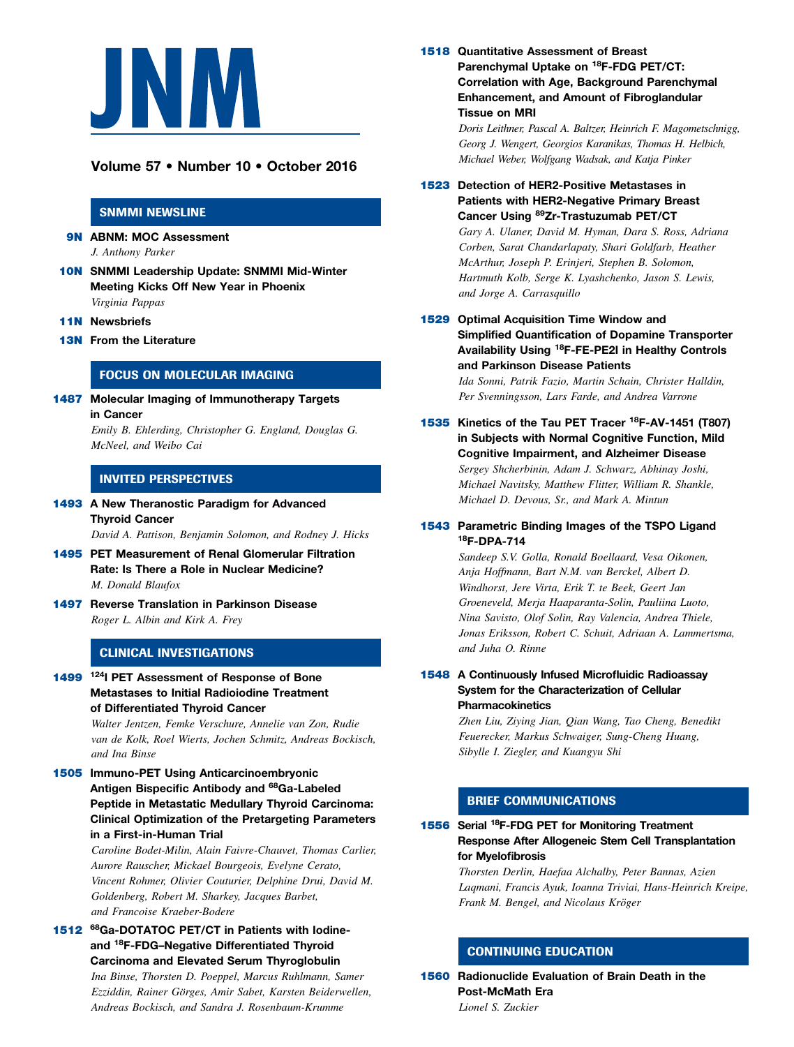# JNM

**Volume 57 • Number 10 • October 2016**

## SNMMI NEWSLINE

**9N ABNM: MOC Assessment**
*J. Anthony Parker*

**10N SNMMI Leadership Update: SNMMI Mid-Winter Meeting Kicks Off New Year in Phoenix**
*Virginia Pappas*

**11N Newsbriefs**

**13N From the Literature**

## FOCUS ON MOLECULAR IMAGING

**1487 Molecular Imaging of Immunotherapy Targets in Cancer**
*Emily B. Ehlerding, Christopher G. England, Douglas G. McNeel, and Weibo Cai*

## INVITED PERSPECTIVES

**1493 A New Theranostic Paradigm for Advanced Thyroid Cancer**
*David A. Pattison, Benjamin Solomon, and Rodney J. Hicks*

**1495 PET Measurement of Renal Glomerular Filtration Rate: Is There a Role in Nuclear Medicine?**
*M. Donald Blaufox*

**1497 Reverse Translation in Parkinson Disease**
*Roger L. Albin and Kirk A. Frey*

## CLINICAL INVESTIGATIONS

**1499 $^{124}$I PET Assessment of Response of Bone Metastases to Initial Radioiodine Treatment of Differentiated Thyroid Cancer**
*Walter Jentzen, Femke Verschure, Annelie van Zon, Rudie van de Kolk, Roel Wierts, Jochen Schmitz, Andreas Bockisch, and Ina Binse*

**1505 Immuno-PET Using Anticarcinoembryonic Antigen Bispecific Antibody and $^{68}$Ga-Labeled Peptide in Metastatic Medullary Thyroid Carcinoma: Clinical Optimization of the Pretargeting Parameters in a First-in-Human Trial**
*Caroline Bodet-Milin, Alain Faivre-Chauvet, Thomas Carlier, Aurore Rauscher, Mickael Bourgeois, Evelyne Cerato, Vincent Rohmer, Olivier Couturier, Delphine Drui, David M. Goldenberg, Robert M. Sharkey, Jacques Barbet, and Francoise Kraeber-Bodere*

**1512 $^{68}$Ga-DOTATOC PET/CT in Patients with Iodine- and $^{18}$F-FDG–Negative Differentiated Thyroid Carcinoma and Elevated Serum Thyroglobulin**
*Ina Binse, Thorsten D. Poeppel, Marcus Ruhlmann, Samer Ezziddin, Rainer Görges, Amir Sabet, Karsten Beiderwellen, Andreas Bockisch, and Sandra J. Rosenbaum-Krumme*

**1518 Quantitative Assessment of Breast Parenchymal Uptake on $^{18}$F-FDG PET/CT: Correlation with Age, Background Parenchymal Enhancement, and Amount of Fibroglandular Tissue on MRI**
*Doris Leithner, Pascal A. Baltzer, Heinrich F. Magometschnigg, Georg J. Wengert, Georgios Karanikas, Thomas H. Helbich, Michael Weber, Wolfgang Wadsak, and Katja Pinker*

**1523 Detection of HER2-Positive Metastases in Patients with HER2-Negative Primary Breast Cancer Using $^{89}$Zr-Trastuzumab PET/CT**
*Gary A. Ulaner, David M. Hyman, Dara S. Ross, Adriana Corben, Sarat Chandarlapaty, Shari Goldfarb, Heather McArthur, Joseph P. Erinjeri, Stephen B. Solomon, Hartmuth Kolb, Serge K. Lyashchenko, Jason S. Lewis, and Jorge A. Carrasquillo*

**1529 Optimal Acquisition Time Window and Simplified Quantification of Dopamine Transporter Availability Using $^{18}$F-FE-PE2I in Healthy Controls and Parkinson Disease Patients**
*Ida Sonni, Patrik Fazio, Martin Schain, Christer Halldin, Per Svenningsson, Lars Farde, and Andrea Varrone*

**1535 Kinetics of the Tau PET Tracer $^{18}$F-AV-1451 (T807) in Subjects with Normal Cognitive Function, Mild Cognitive Impairment, and Alzheimer Disease**
*Sergey Shcherbinin, Adam J. Schwarz, Abhinay Joshi, Michael Navitsky, Matthew Flitter, William R. Shankle, Michael D. Devous, Sr., and Mark A. Mintun*

**1543 Parametric Binding Images of the TSPO Ligand $^{18}$F-DPA-714**
*Sandeep S.V. Golla, Ronald Boellaard, Vesa Oikonen, Anja Hoffmann, Bart N.M. van Berckel, Albert D. Windhorst, Jere Virta, Erik T. te Beek, Geert Jan Groeneveld, Merja Haaparanta-Solin, Pauliina Luoto, Nina Savisto, Olof Solin, Ray Valencia, Andrea Thiele, Jonas Eriksson, Robert C. Schuit, Adriaan A. Lammertsma, and Juha O. Rinne*

**1548 A Continuously Infused Microfluidic Radioassay System for the Characterization of Cellular Pharmacokinetics**
*Zhen Liu, Ziying Jian, Qian Wang, Tao Cheng, Benedikt Feuerecker, Markus Schwaiger, Sung-Cheng Huang, Sibylle I. Ziegler, and Kuangyu Shi*

## BRIEF COMMUNICATIONS

**1556 Serial $^{18}$F-FDG PET for Monitoring Treatment Response After Allogeneic Stem Cell Transplantation for Myelofibrosis**
*Thorsten Derlin, Haefaa Alchalby, Peter Bannas, Azien Laqmani, Francis Ayuk, Ioanna Triviai, Hans-Heinrich Kreipe, Frank M. Bengel, and Nicolaus Kröger*

## CONTINUING EDUCATION

**1560 Radionuclide Evaluation of Brain Death in the Post-McMath Era**
*Lionel S. Zuckier*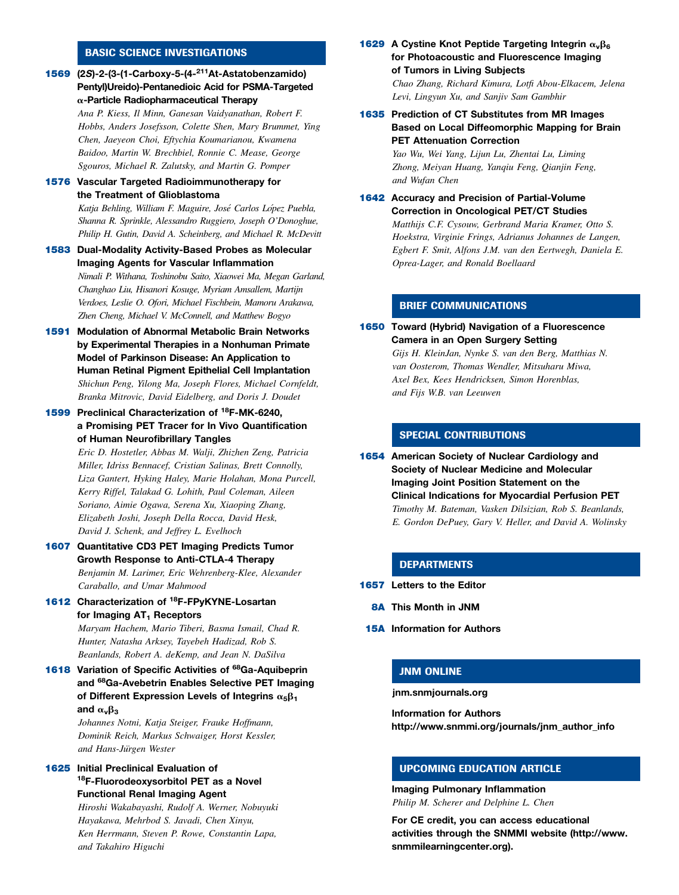## BASIC SCIENCE INVESTIGATIONS

**1569** **(2*S*)-2-(3-(1-Carboxy-5-(4-$^{211}$At-Astatobenzamido) Pentyl)Ureido)-Pentanedioic Acid for PSMA-Targeted $\alpha$-Particle Radiopharmaceutical Therapy**
*Ana P. Kiess, Il Minn, Ganesan Vaidyanathan, Robert F. Hobbs, Anders Josefsson, Colette Shen, Mary Brummet, Ying Chen, Jaeyeon Choi, Eftychia Koumarianou, Kwamena Baidoo, Martin W. Brechbiel, Ronnie C. Mease, George Sgouros, Michael R. Zalutsky, and Martin G. Pomper*

**1576** **Vascular Targeted Radioimmunotherapy for the Treatment of Glioblastoma**
*Katja Behling, William F. Maguire, José Carlos López Puebla, Shanna R. Sprinkle, Alessandro Ruggiero, Joseph O'Donoghue, Philip H. Gutin, David A. Scheinberg, and Michael R. McDevitt*

**1583** **Dual-Modality Activity-Based Probes as Molecular Imaging Agents for Vascular Inflammation**
*Nimali P. Withana, Toshinobu Saito, Xiaowei Ma, Megan Garland, Changhao Liu, Hisanori Kosuge, Myriam Amsallem, Martijn Verdoes, Leslie O. Ofori, Michael Fischbein, Mamoru Arakawa, Zhen Cheng, Michael V. McConnell, and Matthew Bogyo*

**1591** **Modulation of Abnormal Metabolic Brain Networks by Experimental Therapies in a Nonhuman Primate Model of Parkinson Disease: An Application to Human Retinal Pigment Epithelial Cell Implantation**
*Shichun Peng, Yilong Ma, Joseph Flores, Michael Cornfeldt, Branka Mitrovic, David Eidelberg, and Doris J. Doudet*

**1599** **Preclinical Characterization of $^{18}$F-MK-6240, a Promising PET Tracer for In Vivo Quantification of Human Neurofibrillary Tangles**
*Eric D. Hostetler, Abbas M. Walji, Zhizhen Zeng, Patricia Miller, Idriss Bennacef, Cristian Salinas, Brett Connolly, Liza Gantert, Hyking Haley, Marie Holahan, Mona Purcell, Kerry Riffel, Talakad G. Lohith, Paul Coleman, Aileen Soriano, Aimie Ogawa, Serena Xu, Xiaoping Zhang, Elizabeth Joshi, Joseph Della Rocca, David Hesk, David J. Schenk, and Jeffrey L. Evelhoch*

**1607** **Quantitative CD3 PET Imaging Predicts Tumor Growth Response to Anti-CTLA-4 Therapy**
*Benjamin M. Larimer, Eric Wehrenberg-Klee, Alexander Caraballo, and Umar Mahmood*

**1612** **Characterization of $^{18}$F-FPyKYNE-Losartan for Imaging $AT_1$ Receptors**
*Maryam Hachem, Mario Tiberi, Basma Ismail, Chad R. Hunter, Natasha Arksey, Tayebeh Hadizad, Rob S. Beanlands, Robert A. deKemp, and Jean N. DaSilva*

**1618** **Variation of Specific Activities of $^{68}$Ga-Aquibeprin and $^{68}$Ga-Avebetrin Enables Selective PET Imaging of Different Expression Levels of Integrins $\alpha_5\beta_1$ and $\alpha_v\beta_3$**
*Johannes Notni, Katja Steiger, Frauke Hoffmann, Dominik Reich, Markus Schwaiger, Horst Kessler, and Hans-Jürgen Wester*

**1625** **Initial Preclinical Evaluation of $^{18}$F-Fluorodeoxysorbitol PET as a Novel Functional Renal Imaging Agent**
*Hiroshi Wakabayashi, Rudolf A. Werner, Nobuyuki Hayakawa, Mehrbod S. Javadi, Chen Xinyu, Ken Herrmann, Steven P. Rowe, Constantin Lapa, and Takahiro Higuchi*

**1629** **A Cystine Knot Peptide Targeting Integrin $\alpha_v\beta_6$ for Photoacoustic and Fluorescence Imaging of Tumors in Living Subjects**
*Chao Zhang, Richard Kimura, Lotfi Abou-Elkacem, Jelena Levi, Lingyun Xu, and Sanjiv Sam Gambhir*

**1635** **Prediction of CT Substitutes from MR Images Based on Local Diffeomorphic Mapping for Brain PET Attenuation Correction**
*Yao Wu, Wei Yang, Lijun Lu, Zhentai Lu, Liming Zhong, Meiyan Huang, Yanqiu Feng, Qianjin Feng, and Wufan Chen*

**1642** **Accuracy and Precision of Partial-Volume Correction in Oncological PET/CT Studies**
*Matthijs C.F. Cysouw, Gerbrand Maria Kramer, Otto S. Hoekstra, Virginie Frings, Adrianus Johannes de Langen, Egbert F. Smit, Alfons J.M. van den Eertwegh, Daniela E. Oprea-Lager, and Ronald Boellaard*

## BRIEF COMMUNICATIONS

**1650** **Toward (Hybrid) Navigation of a Fluorescence Camera in an Open Surgery Setting**
*Gijs H. KleinJan, Nynke S. van den Berg, Matthias N. van Oosterom, Thomas Wendler, Mitsuharu Miwa, Axel Bex, Kees Hendricksen, Simon Horenblas, and Fijs W.B. van Leeuwen*

## SPECIAL CONTRIBUTIONS

**1654** **American Society of Nuclear Cardiology and Society of Nuclear Medicine and Molecular Imaging Joint Position Statement on the Clinical Indications for Myocardial Perfusion PET**
*Timothy M. Bateman, Vasken Dilsizian, Rob S. Beanlands, E. Gordon DePuey, Gary V. Heller, and David A. Wolinsky*

## DEPARTMENTS

**1657** **Letters to the Editor**

**8A** **This Month in JNM**

**15A** **Information for Authors**

## JNM ONLINE

**jnm.snmjournals.org**

**Information for Authors**
**http://www.snmmi.org/journals/jnm_author_info**

## UPCOMING EDUCATION ARTICLE

**Imaging Pulmonary Inflammation**
*Philip M. Scherer and Delphine L. Chen*

**For CE credit, you can access educational activities through the SNMMI website (http://www.snmmilearningcenter.org).**